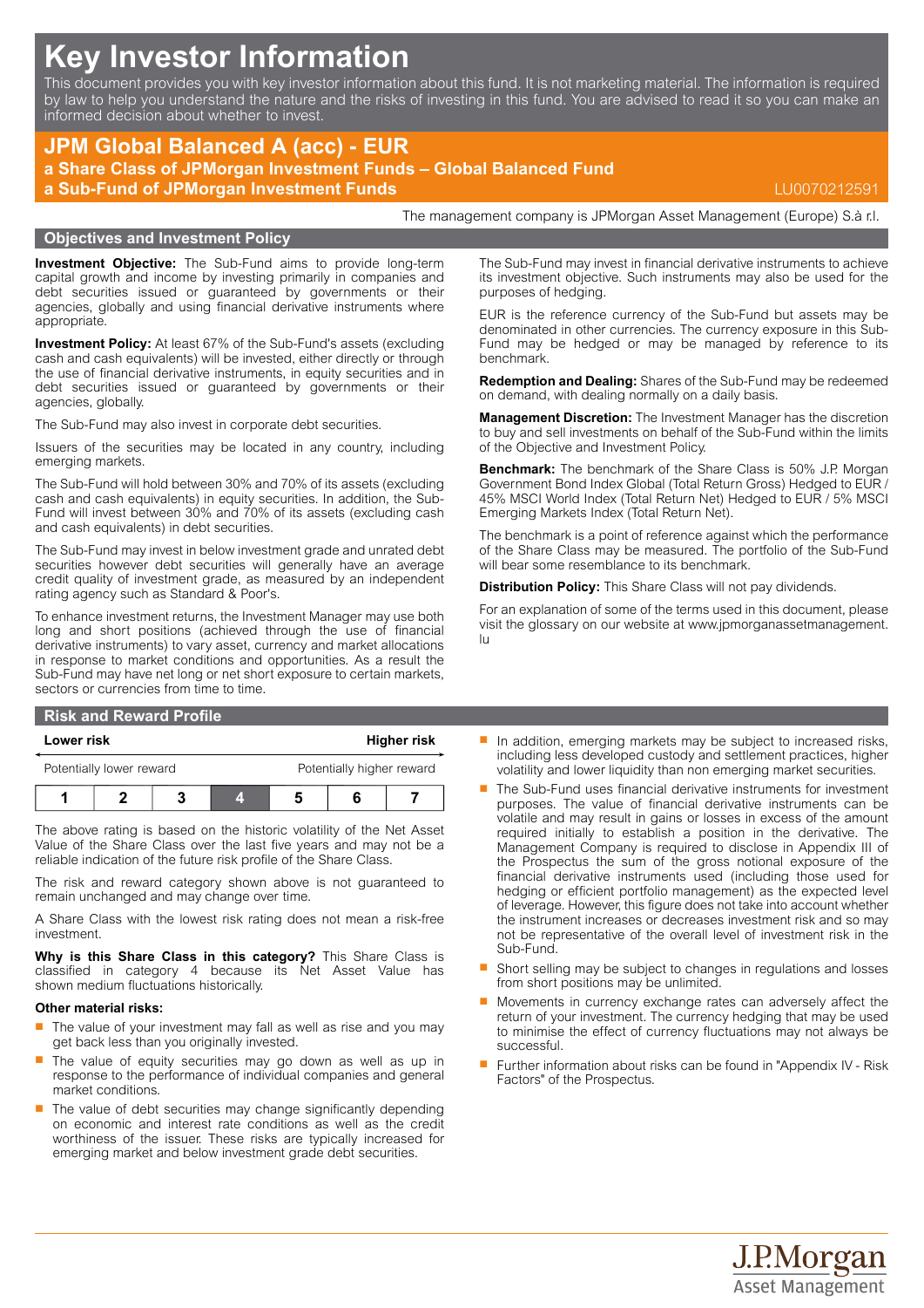# Key Investor Information

This document provides you with key investor information about this fund. It is not marketing material. The information is required by law to help you understand the nature and the risks of investing in this fund. You are advised to read it so you can make an informed decision about whether to invest.

## JPM Global Balanced A (acc) - EUR

**a Share Class of JPMorgan Investment Funds – Global Balanced Fund**
**a Sub-Fund of JPMorgan Investment Funds**

LU0070212591

The management company is JPMorgan Asset Management (Europe) S.à r.l.

## Objectives and Investment Policy

**Investment Objective:** The Sub-Fund aims to provide long-term capital growth and income by investing primarily in companies and debt securities issued or guaranteed by governments or their agencies, globally and using financial derivative instruments where appropriate.

**Investment Policy:** At least 67% of the Sub-Fund's assets (excluding cash and cash equivalents) will be invested, either directly or through the use of financial derivative instruments, in equity securities and in debt securities issued or guaranteed by governments or their agencies, globally.

The Sub-Fund may also invest in corporate debt securities.

Issuers of the securities may be located in any country, including emerging markets.

The Sub-Fund will hold between 30% and 70% of its assets (excluding cash and cash equivalents) in equity securities. In addition, the Sub-Fund will invest between 30% and 70% of its assets (excluding cash and cash equivalents) in debt securities.

The Sub-Fund may invest in below investment grade and unrated debt securities however debt securities will generally have an average credit quality of investment grade, as measured by an independent rating agency such as Standard & Poor's.

To enhance investment returns, the Investment Manager may use both long and short positions (achieved through the use of financial derivative instruments) to vary asset, currency and market allocations in response to market conditions and opportunities. As a result the Sub-Fund may have net long or net short exposure to certain markets, sectors or currencies from time to time.

The Sub-Fund may invest in financial derivative instruments to achieve its investment objective. Such instruments may also be used for the purposes of hedging.

EUR is the reference currency of the Sub-Fund but assets may be denominated in other currencies. The currency exposure in this Sub-Fund may be hedged or may be managed by reference to its benchmark.

**Redemption and Dealing:** Shares of the Sub-Fund may be redeemed on demand, with dealing normally on a daily basis.

**Management Discretion:** The Investment Manager has the discretion to buy and sell investments on behalf of the Sub-Fund within the limits of the Objective and Investment Policy.

**Benchmark:** The benchmark of the Share Class is 50% J.P. Morgan Government Bond Index Global (Total Return Gross) Hedged to EUR / 45% MSCI World Index (Total Return Net) Hedged to EUR / 5% MSCI Emerging Markets Index (Total Return Net).

The benchmark is a point of reference against which the performance of the Share Class may be measured. The portfolio of the Sub-Fund will bear some resemblance to its benchmark.

**Distribution Policy:** This Share Class will not pay dividends.

For an explanation of some of the terms used in this document, please visit the glossary on our website at www.jpmorganassetmanagement.lu

## Risk and Reward Profile

| Lower risk | | | | | | Higher risk |
|---|---|---|---|---|---|---|
| Potentially lower reward | | | | | | Potentially higher reward |
| 1 | 2 | 3 | **4** | 5 | 6 | 7 |

The above rating is based on the historic volatility of the Net Asset Value of the Share Class over the last five years and may not be a reliable indication of the future risk profile of the Share Class.

The risk and reward category shown above is not guaranteed to remain unchanged and may change over time.

A Share Class with the lowest risk rating does not mean a risk-free investment.

**Why is this Share Class in this category?** This Share Class is classified in category 4 because its Net Asset Value has shown medium fluctuations historically.

**Other material risks:**

- The value of your investment may fall as well as rise and you may get back less than you originally invested.
- The value of equity securities may go down as well as up in response to the performance of individual companies and general market conditions.
- The value of debt securities may change significantly depending on economic and interest rate conditions as well as the credit worthiness of the issuer. These risks are typically increased for emerging market and below investment grade debt securities.
- In addition, emerging markets may be subject to increased risks, including less developed custody and settlement practices, higher volatility and lower liquidity than non emerging market securities.
- The Sub-Fund uses financial derivative instruments for investment purposes. The value of financial derivative instruments can be volatile and may result in gains or losses in excess of the amount required initially to establish a position in the derivative. The Management Company is required to disclose in Appendix III of the Prospectus the sum of the gross notional exposure of the financial derivative instruments used (including those used for hedging or efficient portfolio management) as the expected level of leverage. However, this figure does not take into account whether the instrument increases or decreases investment risk and so may not be representative of the overall level of investment risk in the Sub-Fund.
- Short selling may be subject to changes in regulations and losses from short positions may be unlimited.
- Movements in currency exchange rates can adversely affect the return of your investment. The currency hedging that may be used to minimise the effect of currency fluctuations may not always be successful.
- Further information about risks can be found in "Appendix IV - Risk Factors" of the Prospectus.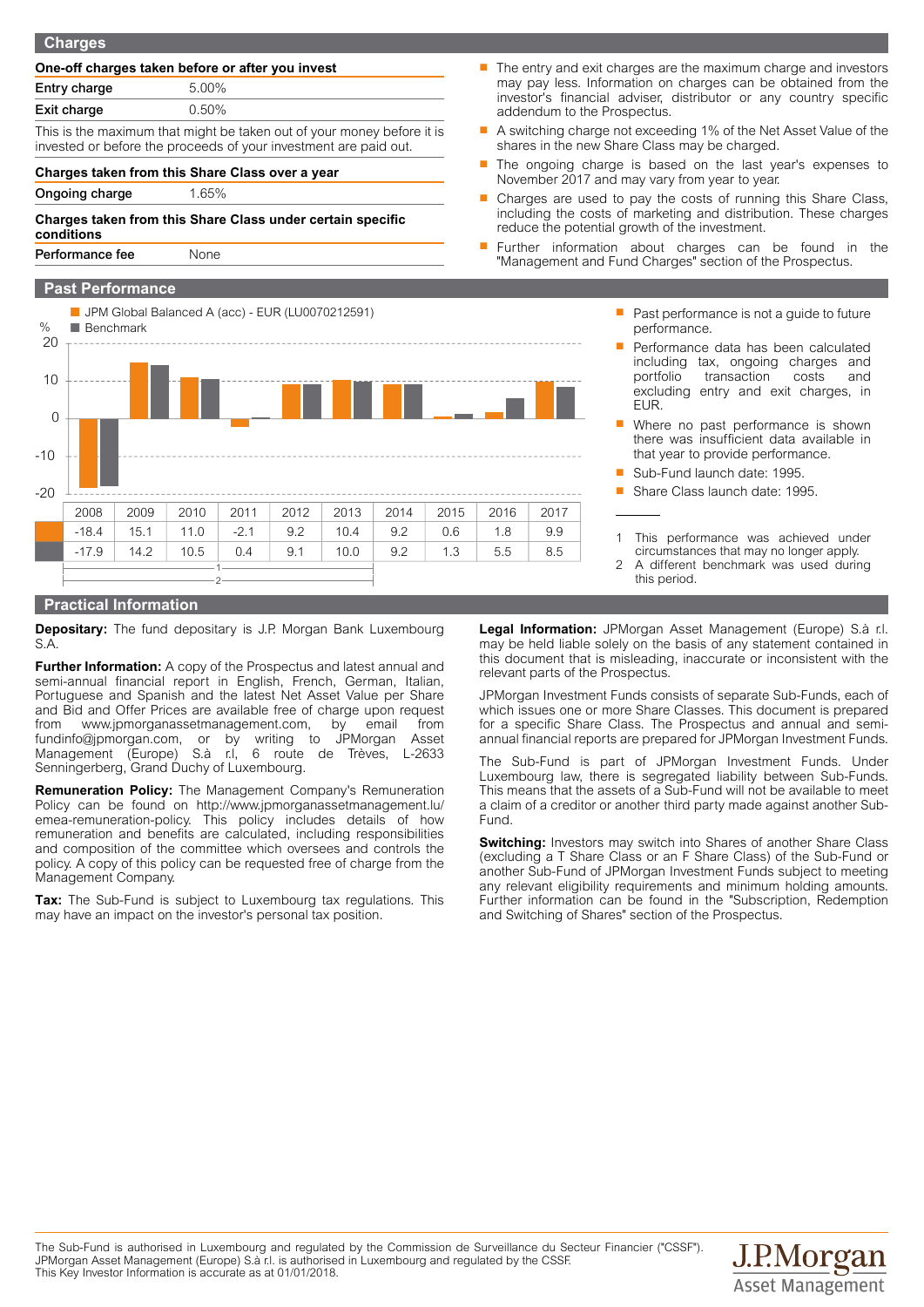## Charges

| One-off charges taken before or after you invest | |
|---|---|
| Entry charge | 5.00% |
| Exit charge | 0.50% |

This is the maximum that might be taken out of your money before it is invested or before the proceeds of your investment are paid out.

| Charges taken from this Share Class over a year | |
|---|---|
| Ongoing charge | 1.65% |

| Charges taken from this Share Class under certain specific conditions | |
|---|---|
| Performance fee | None |

- The entry and exit charges are the maximum charge and investors may pay less. Information on charges can be obtained from the investor's financial adviser, distributor or any country specific addendum to the Prospectus.
- A switching charge not exceeding 1% of the Net Asset Value of the shares in the new Share Class may be charged.
- The ongoing charge is based on the last year's expenses to November 2017 and may vary from year to year.
- Charges are used to pay the costs of running this Share Class, including the costs of marketing and distribution. These charges reduce the potential growth of the investment.
- Further information about charges can be found in the "Management and Fund Charges" section of the Prospectus.

## Past Performance

JPM Global Balanced A (acc) - EUR (LU0070212591)
Benchmark
%
20
10
0
-10
-20

| | 2008 | 2009 | 2010 | 2011 | 2012 | 2013 | 2014 | 2015 | 2016 | 2017 |
|---|---|---|---|---|---|---|---|---|---|---|
| JPM Global Balanced A (acc) - EUR | -18.4 | 15.1 | 11.0 | -2.1 | 9.2 | 10.4 | 9.2 | 0.6 | 1.8 | 9.9 |
| Benchmark | -17.9 | 14.2 | 10.5 | 0.4 | 9.1 | 10.0 | 9.2 | 1.3 | 5.5 | 8.5 |

1
2

- Past performance is not a guide to future performance.
- Performance data has been calculated including tax, ongoing charges and portfolio transaction costs and excluding entry and exit charges, in EUR.
- Where no past performance is shown there was insufficient data available in that year to provide performance.
- Sub-Fund launch date: 1995.
- Share Class launch date: 1995.

1 This performance was achieved under circumstances that may no longer apply.
2 A different benchmark was used during this period.

## Practical Information

**Depositary:** The fund depositary is J.P. Morgan Bank Luxembourg S.A.

**Further Information:** A copy of the Prospectus and latest annual and semi-annual financial report in English, French, German, Italian, Portuguese and Spanish and the latest Net Asset Value per Share and Bid and Offer Prices are available free of charge upon request from www.jpmorganassetmanagement.com, by email from fundinfo@jpmorgan.com, or by writing to JPMorgan Asset Management (Europe) S.à r.l, 6 route de Trèves, L-2633 Senningerberg, Grand Duchy of Luxembourg.

**Remuneration Policy:** The Management Company's Remuneration Policy can be found on http://www.jpmorganassetmanagement.lu/emea-remuneration-policy. This policy includes details of how remuneration and benefits are calculated, including responsibilities and composition of the committee which oversees and controls the policy. A copy of this policy can be requested free of charge from the Management Company.

**Tax:** The Sub-Fund is subject to Luxembourg tax regulations. This may have an impact on the investor's personal tax position.

**Legal Information:** JPMorgan Asset Management (Europe) S.à r.l. may be held liable solely on the basis of any statement contained in this document that is misleading, inaccurate or inconsistent with the relevant parts of the Prospectus.

JPMorgan Investment Funds consists of separate Sub-Funds, each of which issues one or more Share Classes. This document is prepared for a specific Share Class. The Prospectus and annual and semi-annual financial reports are prepared for JPMorgan Investment Funds.

The Sub-Fund is part of JPMorgan Investment Funds. Under Luxembourg law, there is segregated liability between Sub-Funds. This means that the assets of a Sub-Fund will not be available to meet a claim of a creditor or another third party made against another Sub-Fund.

**Switching:** Investors may switch into Shares of another Share Class (excluding a T Share Class or an F Share Class) of the Sub-Fund or another Sub-Fund of JPMorgan Investment Funds subject to meeting any relevant eligibility requirements and minimum holding amounts. Further information can be found in the "Subscription, Redemption and Switching of Shares" section of the Prospectus.

The Sub-Fund is authorised in Luxembourg and regulated by the Commission de Surveillance du Secteur Financier ("CSSF"). JPMorgan Asset Management (Europe) S.à r.l. is authorised in Luxembourg and regulated by the CSSF. This Key Investor Information is accurate as at 01/01/2018.

J.P.Morgan Asset Management